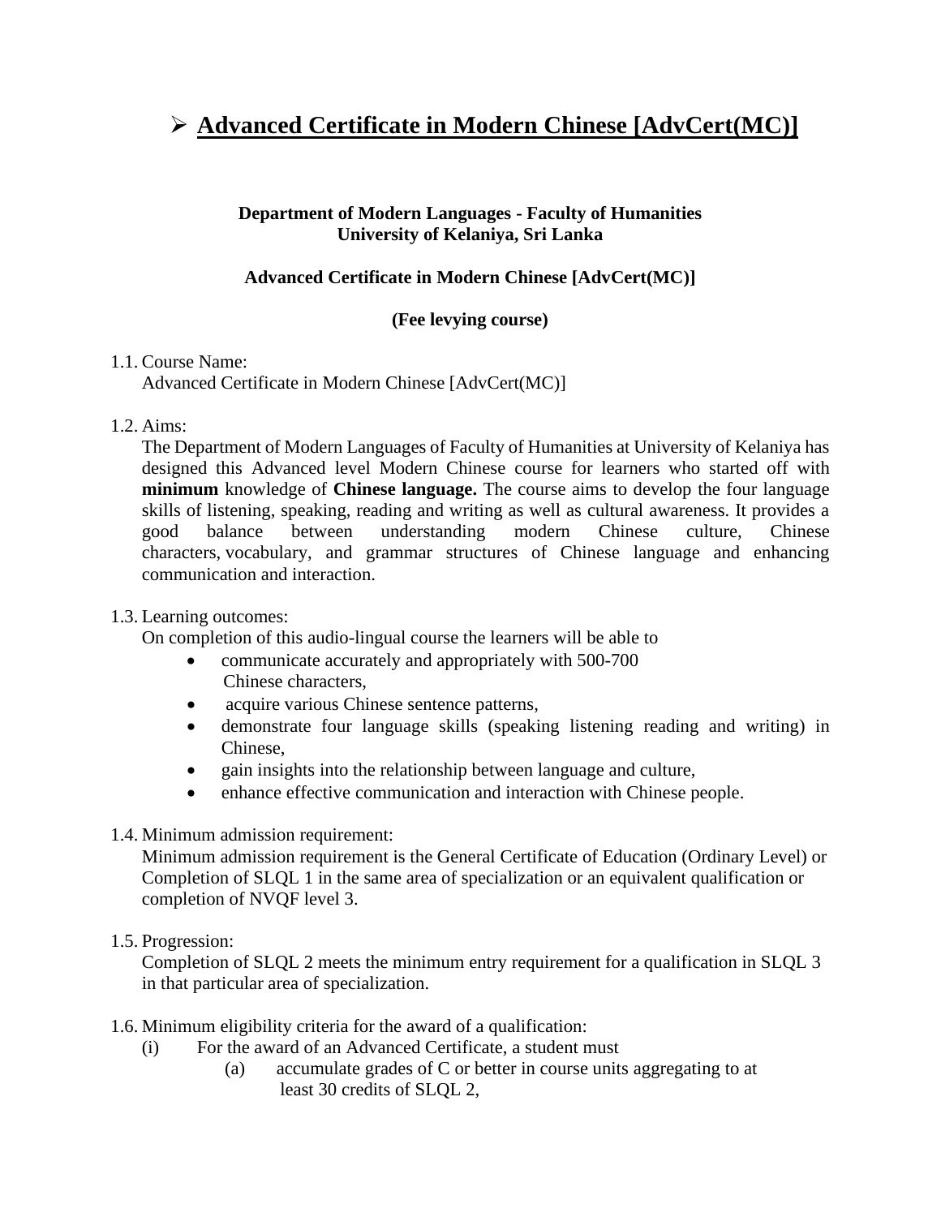# ➢ Advanced Certificate in Modern Chinese [AdvCert(MC)]

**Department of Modern Languages - Faculty of Humanities**
**University of Kelaniya, Sri Lanka**

**Advanced Certificate in Modern Chinese [AdvCert(MC)]**

**(Fee levying course)**

1.1. Course Name:
Advanced Certificate in Modern Chinese [AdvCert(MC)]

1.2. Aims:
The Department of Modern Languages of Faculty of Humanities at University of Kelaniya has designed this Advanced level Modern Chinese course for learners who started off with **minimum** knowledge of **Chinese language.** The course aims to develop the four language skills of listening, speaking, reading and writing as well as cultural awareness. It provides a good balance between understanding modern Chinese culture, Chinese characters, vocabulary, and grammar structures of Chinese language and enhancing communication and interaction.

1.3. Learning outcomes:
On completion of this audio-lingual course the learners will be able to

- communicate accurately and appropriately with 500-700 Chinese characters,
- acquire various Chinese sentence patterns,
- demonstrate four language skills (speaking listening reading and writing) in Chinese,
- gain insights into the relationship between language and culture,
- enhance effective communication and interaction with Chinese people.

1.4. Minimum admission requirement:
Minimum admission requirement is the General Certificate of Education (Ordinary Level) or Completion of SLQL 1 in the same area of specialization or an equivalent qualification or completion of NVQF level 3.

1.5. Progression:
Completion of SLQL 2 meets the minimum entry requirement for a qualification in SLQL 3 in that particular area of specialization.

1.6. Minimum eligibility criteria for the award of a qualification:

(i) For the award of an Advanced Certificate, a student must

(a) accumulate grades of C or better in course units aggregating to at least 30 credits of SLQL 2,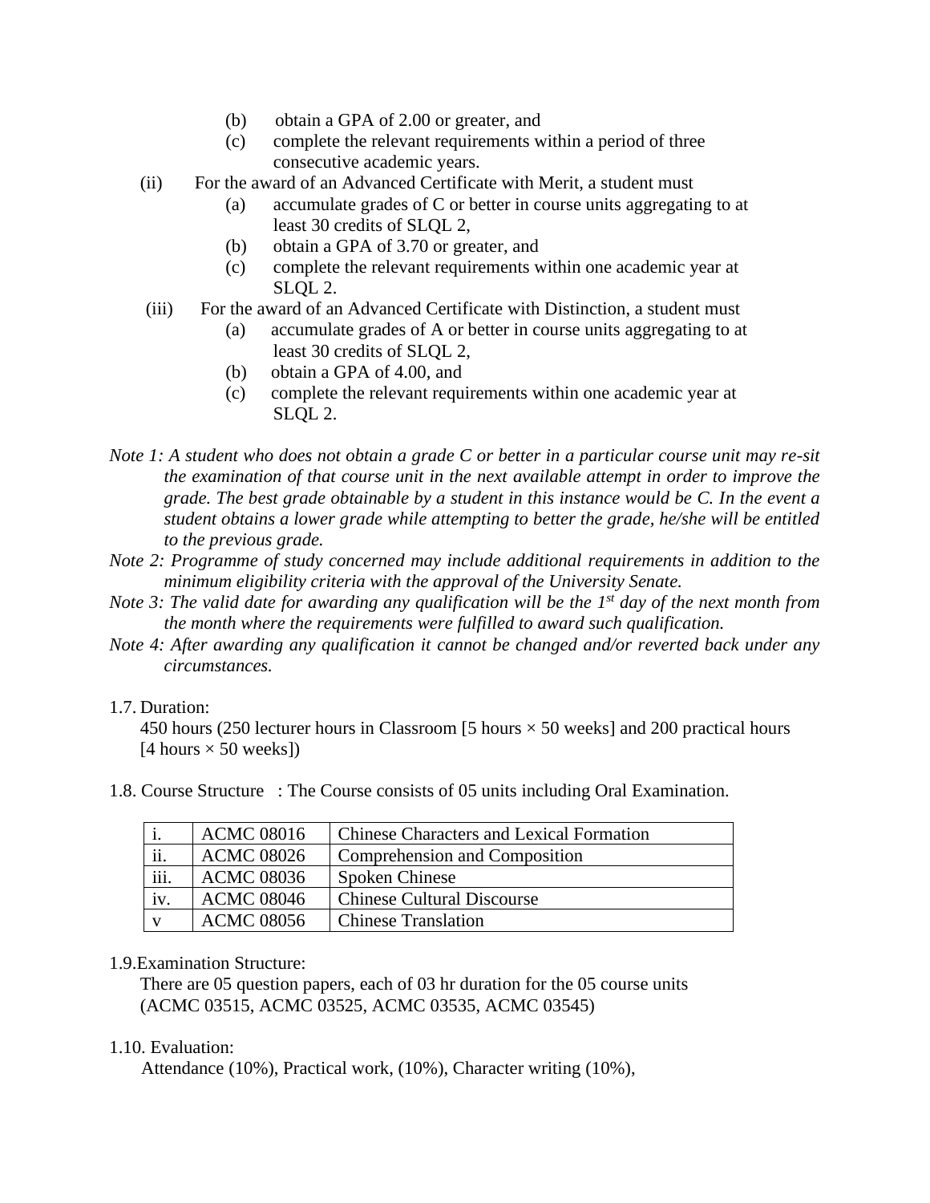(b) obtain a GPA of 2.00 or greater, and

(c) complete the relevant requirements within a period of three consecutive academic years.

(ii) For the award of an Advanced Certificate with Merit, a student must

(a) accumulate grades of C or better in course units aggregating to at least 30 credits of SLQL 2,

(b) obtain a GPA of 3.70 or greater, and

(c) complete the relevant requirements within one academic year at SLQL 2.

(iii) For the award of an Advanced Certificate with Distinction, a student must

(a) accumulate grades of A or better in course units aggregating to at least 30 credits of SLQL 2,

(b) obtain a GPA of 4.00, and

(c) complete the relevant requirements within one academic year at SLQL 2.

*Note 1: A student who does not obtain a grade C or better in a particular course unit may re-sit the examination of that course unit in the next available attempt in order to improve the grade. The best grade obtainable by a student in this instance would be C. In the event a student obtains a lower grade while attempting to better the grade, he/she will be entitled to the previous grade.*

*Note 2: Programme of study concerned may include additional requirements in addition to the minimum eligibility criteria with the approval of the University Senate.*

*Note 3: The valid date for awarding any qualification will be the 1st day of the next month from the month where the requirements were fulfilled to award such qualification.*

*Note 4: After awarding any qualification it cannot be changed and/or reverted back under any circumstances.*

1.7. Duration:

450 hours (250 lecturer hours in Classroom [5 hours × 50 weeks] and 200 practical hours [4 hours × 50 weeks])

1.8. Course Structure : The Course consists of 05 units including Oral Examination.

| | | |
|---|---|---|
| i. | ACMC 08016 | Chinese Characters and Lexical Formation |
| ii. | ACMC 08026 | Comprehension and Composition |
| iii. | ACMC 08036 | Spoken Chinese |
| iv. | ACMC 08046 | Chinese Cultural Discourse |
| v | ACMC 08056 | Chinese Translation |

1.9.Examination Structure:

There are 05 question papers, each of 03 hr duration for the 05 course units (ACMC 03515, ACMC 03525, ACMC 03535, ACMC 03545)

1.10. Evaluation:

Attendance (10%), Practical work, (10%), Character writing (10%),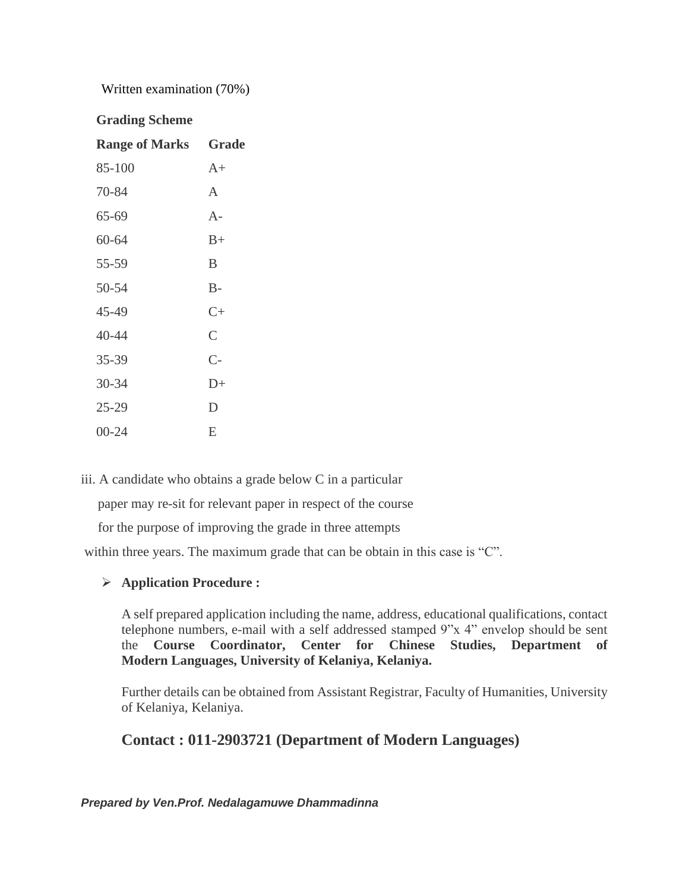Written examination (70%)

**Grading Scheme**

| **Range of Marks** | **Grade** |
|---|---|
| 85-100 | A+ |
| 70-84 | A |
| 65-69 | A- |
| 60-64 | B+ |
| 55-59 | B |
| 50-54 | B- |
| 45-49 | C+ |
| 40-44 | C |
| 35-39 | C- |
| 30-34 | D+ |
| 25-29 | D |
| 00-24 | E |

iii. A candidate who obtains a grade below C in a particular paper may re-sit for relevant paper in respect of the course for the purpose of improving the grade in three attempts within three years. The maximum grade that can be obtain in this case is "C".

- **Application Procedure :**

  A self prepared application including the name, address, educational qualifications, contact telephone numbers, e-mail with a self addressed stamped 9"x 4" envelop should be sent the **Course Coordinator, Center for Chinese Studies, Department of Modern Languages, University of Kelaniya, Kelaniya.**

  Further details can be obtained from Assistant Registrar, Faculty of Humanities, University of Kelaniya, Kelaniya.

  **Contact : 011-2903721 (Department of Modern Languages)**

***Prepared by Ven.Prof. Nedalagamuwe Dhammadinna***